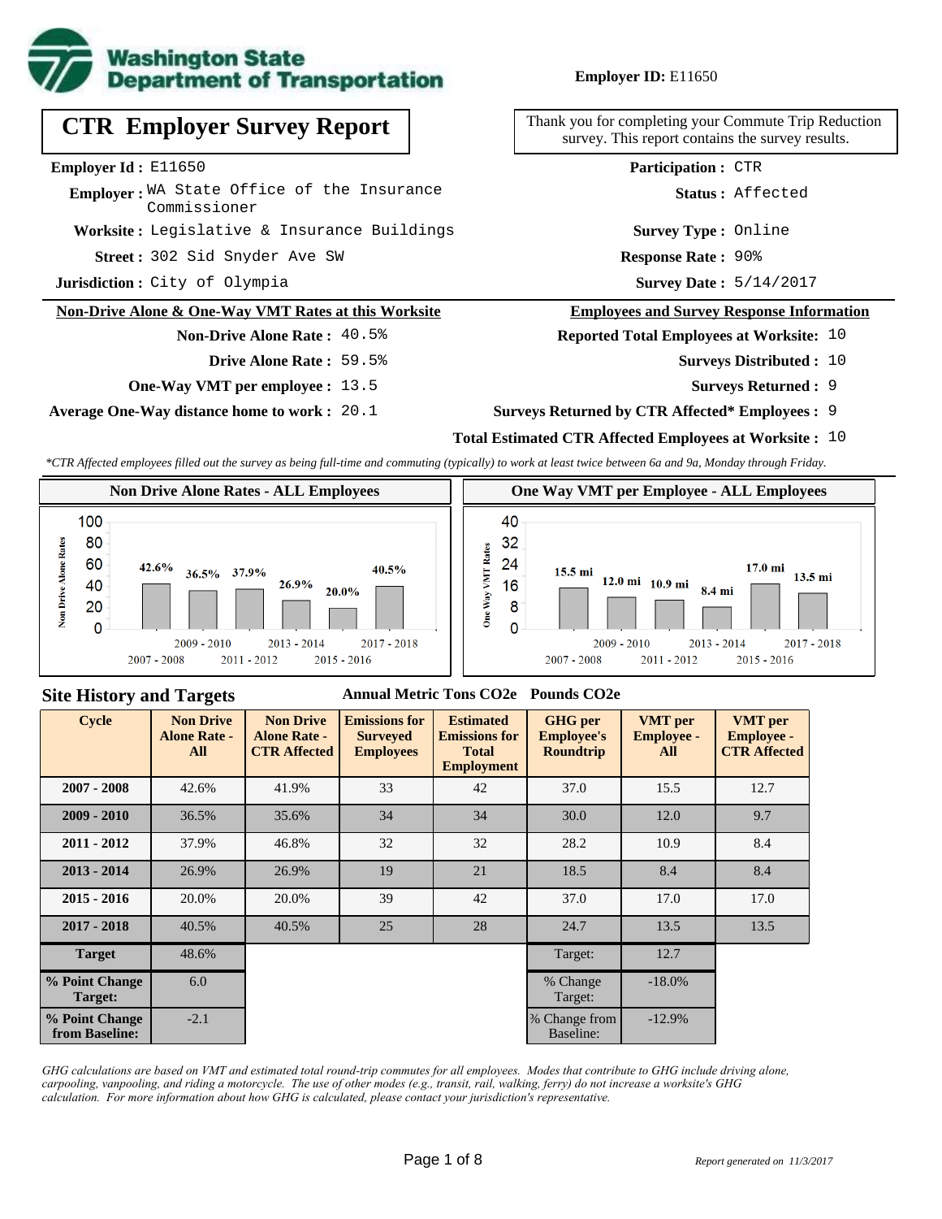**Washington State Department of Transportation**

**Employer ID:** E11650

# CTR Employer Survey Report

Thank you for completing your Commute Trip Reduction survey. This report contains the survey results.

**Employer Id :** E11650

**Employer :** WA State Office of the Insurance Commissioner

**Worksite :** Legislative & Insurance Buildings

**Street :** 302 Sid Snyder Ave SW

**Jurisdiction :** City of Olympia

**Participation :** CTR

**Status :** Affected

**Survey Type :** Online

**Response Rate :** 90%

**Survey Date :** 5/14/2017

## Non-Drive Alone & One-Way VMT Rates at this Worksite

**Non-Drive Alone Rate :** 40.5%

**Drive Alone Rate :** 59.5%

**One-Way VMT per employee :** 13.5

**Average One-Way distance home to work :** 20.1

## Employees and Survey Response Information

**Reported Total Employees at Worksite:** 10

**Surveys Distributed :** 10

**Surveys Returned :** 9

**Surveys Returned by CTR Affected* Employees :** 9

**Total Estimated CTR Affected Employees at Worksite :** 10

*\*CTR Affected employees filled out the survey as being full-time and commuting (typically) to work at least twice between 6a and 9a, Monday through Friday.*

### Non Drive Alone Rates - ALL Employees

| Cycle | Non Drive Alone Rate |
|---|---|
| 2007 - 2008 | 42.6% |
| 2009 - 2010 | 36.5% |
| 2011 - 2012 | 37.9% |
| 2013 - 2014 | 26.9% |
| 2015 - 2016 | 20.0% |
| 2017 - 2018 | 40.5% |

### One Way VMT per Employee - ALL Employees

| Cycle | One Way VMT |
|---|---|
| 2007 - 2008 | 15.5 mi |
| 2009 - 2010 | 12.0 mi |
| 2011 - 2012 | 10.9 mi |
| 2013 - 2014 | 8.4 mi |
| 2015 - 2016 | 17.0 mi |
| 2017 - 2018 | 13.5 mi |

## Site History and Targets

Annual Metric Tons CO2e — Pounds CO2e

| Cycle | Non Drive Alone Rate - All | Non Drive Alone Rate - CTR Affected | Emissions for Surveyed Employees | Estimated Emissions for Total Employment | GHG per Employee's Roundtrip | VMT per Employee - All | VMT per Employee - CTR Affected |
|---|---|---|---|---|---|---|---|
| 2007 - 2008 | 42.6% | 41.9% | 33 | 42 | 37.0 | 15.5 | 12.7 |
| 2009 - 2010 | 36.5% | 35.6% | 34 | 34 | 30.0 | 12.0 | 9.7 |
| 2011 - 2012 | 37.9% | 46.8% | 32 | 32 | 28.2 | 10.9 | 8.4 |
| 2013 - 2014 | 26.9% | 26.9% | 19 | 21 | 18.5 | 8.4 | 8.4 |
| 2015 - 2016 | 20.0% | 20.0% | 39 | 42 | 37.0 | 17.0 | 17.0 |
| 2017 - 2018 | 40.5% | 40.5% | 25 | 28 | 24.7 | 13.5 | 13.5 |
| **Target** | 48.6% | | | | Target: | 12.7 | |
| **% Point Change Target:** | 6.0 | | | | % Change Target: | -18.0% | |
| **% Point Change from Baseline:** | -2.1 | | | | % Change from Baseline: | -12.9% | |

*GHG calculations are based on VMT and estimated total round-trip commutes for all employees. Modes that contribute to GHG include driving alone, carpooling, vanpooling, and riding a motorcycle. The use of other modes (e.g., transit, rail, walking, ferry) do not increase a worksite's GHG calculation. For more information about how GHG is calculated, please contact your jurisdiction's representative.*

*Report generated on 11/3/2017*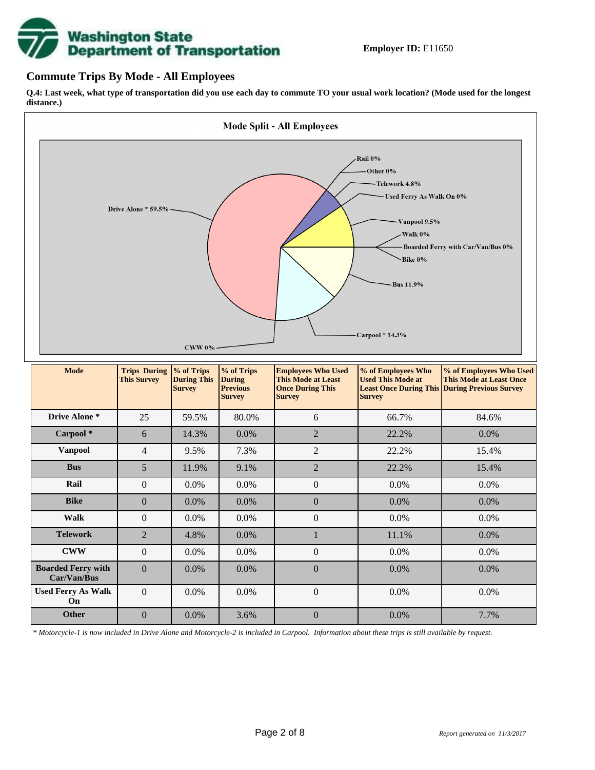**Employer ID:** E11650

## Commute Trips By Mode - All Employees

**Q.4: Last week, what type of transportation did you use each day to commute TO your usual work location? (Mode used for the longest distance.)**

**Mode Split - All Employees**

Rail 0%
Other 0%
Telework 4.8%
Used Ferry As Walk On 0%
Vanpool 9.5%
Walk 0%
Boarded Ferry with Car/Van/Bus 0%
Bike 0%
Bus 11.9%
Carpool * 14.3%
CWW 0%
Drive Alone * 59.5%

| Mode | Trips During This Survey | % of Trips During This Survey | % of Trips During Previous Survey | Employees Who Used This Mode at Least Once During This Survey | % of Employees Who Used This Mode at Least Once During This Survey | % of Employees Who Used This Mode at Least Once During Previous Survey |
|---|---|---|---|---|---|---|
| Drive Alone * | 25 | 59.5% | 80.0% | 6 | 66.7% | 84.6% |
| Carpool * | 6 | 14.3% | 0.0% | 2 | 22.2% | 0.0% |
| Vanpool | 4 | 9.5% | 7.3% | 2 | 22.2% | 15.4% |
| Bus | 5 | 11.9% | 9.1% | 2 | 22.2% | 15.4% |
| Rail | 0 | 0.0% | 0.0% | 0 | 0.0% | 0.0% |
| Bike | 0 | 0.0% | 0.0% | 0 | 0.0% | 0.0% |
| Walk | 0 | 0.0% | 0.0% | 0 | 0.0% | 0.0% |
| Telework | 2 | 4.8% | 0.0% | 1 | 11.1% | 0.0% |
| CWW | 0 | 0.0% | 0.0% | 0 | 0.0% | 0.0% |
| Boarded Ferry with Car/Van/Bus | 0 | 0.0% | 0.0% | 0 | 0.0% | 0.0% |
| Used Ferry As Walk On | 0 | 0.0% | 0.0% | 0 | 0.0% | 0.0% |
| Other | 0 | 0.0% | 3.6% | 0 | 0.0% | 7.7% |

*\* Motorcycle-1 is now included in Drive Alone and Motorcycle-2 is included in Carpool. Information about these trips is still available by request.*

*Report generated on 11/3/2017*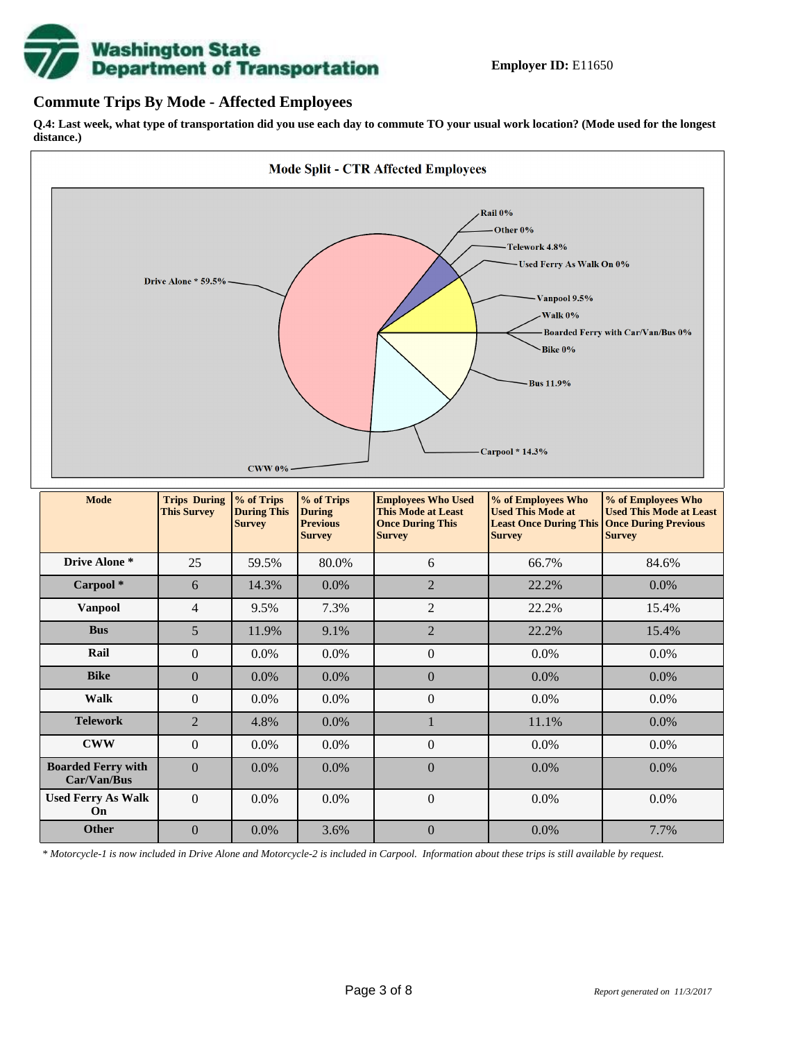**Employer ID:** E11650

## Commute Trips By Mode - Affected Employees

**Q.4: Last week, what type of transportation did you use each day to commute TO your usual work location? (Mode used for the longest distance.)**

**Mode Split - CTR Affected Employees**

Rail 0%
Other 0%
Telework 4.8%
Used Ferry As Walk On 0%
Drive Alone * 59.5%
Vanpool 9.5%
Walk 0%
Boarded Ferry with Car/Van/Bus 0%
Bike 0%
Bus 11.9%
Carpool * 14.3%
CWW 0%

| Mode | Trips During This Survey | % of Trips During This Survey | % of Trips During Previous Survey | Employees Who Used This Mode at Least Once During This Survey | % of Employees Who Used This Mode at Least Once During This Survey | % of Employees Who Used This Mode at Least Once During Previous Survey |
|---|---|---|---|---|---|---|
| Drive Alone * | 25 | 59.5% | 80.0% | 6 | 66.7% | 84.6% |
| Carpool * | 6 | 14.3% | 0.0% | 2 | 22.2% | 0.0% |
| Vanpool | 4 | 9.5% | 7.3% | 2 | 22.2% | 15.4% |
| Bus | 5 | 11.9% | 9.1% | 2 | 22.2% | 15.4% |
| Rail | 0 | 0.0% | 0.0% | 0 | 0.0% | 0.0% |
| Bike | 0 | 0.0% | 0.0% | 0 | 0.0% | 0.0% |
| Walk | 0 | 0.0% | 0.0% | 0 | 0.0% | 0.0% |
| Telework | 2 | 4.8% | 0.0% | 1 | 11.1% | 0.0% |
| CWW | 0 | 0.0% | 0.0% | 0 | 0.0% | 0.0% |
| Boarded Ferry with Car/Van/Bus | 0 | 0.0% | 0.0% | 0 | 0.0% | 0.0% |
| Used Ferry As Walk On | 0 | 0.0% | 0.0% | 0 | 0.0% | 0.0% |
| Other | 0 | 0.0% | 3.6% | 0 | 0.0% | 7.7% |

*\* Motorcycle-1 is now included in Drive Alone and Motorcycle-2 is included in Carpool. Information about these trips is still available by request.*

*Report generated on 11/3/2017*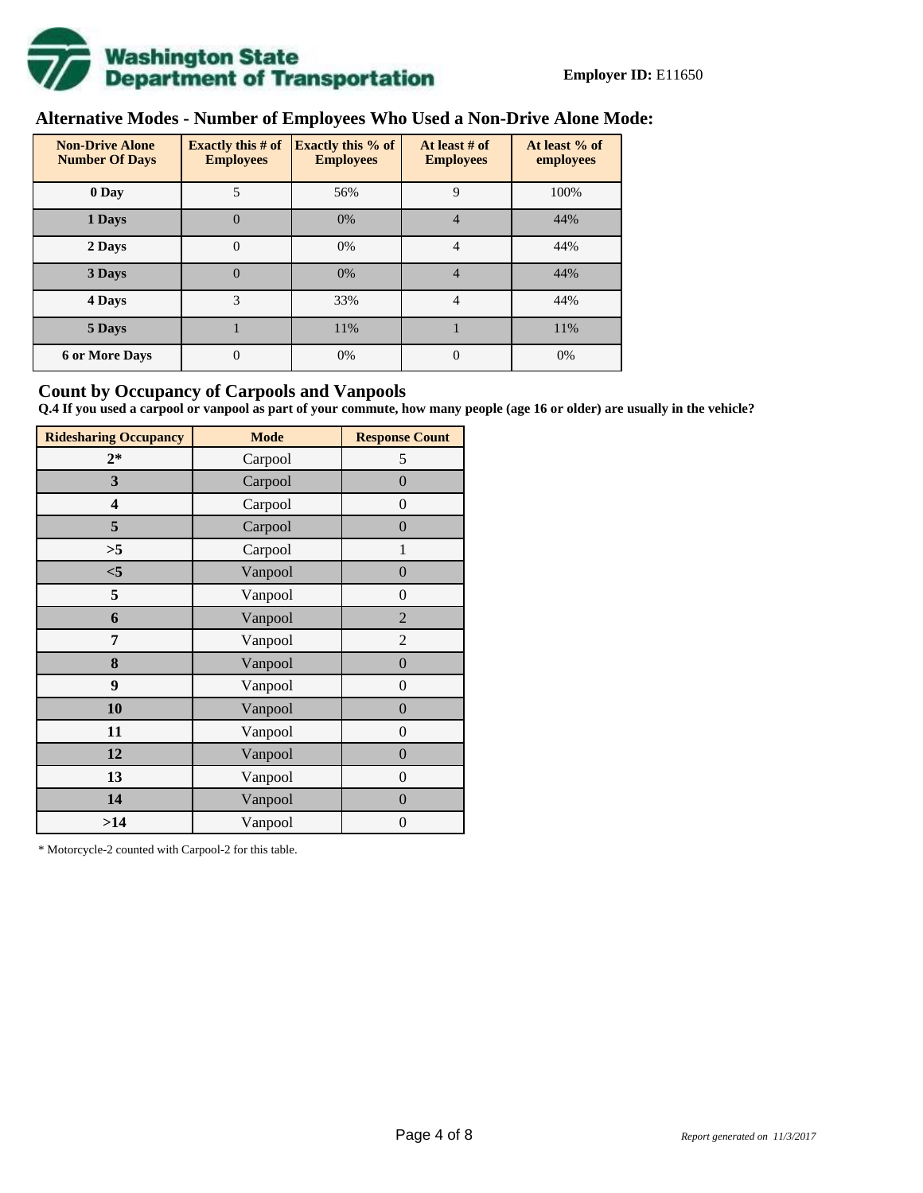**Washington State Department of Transportation**

**Employer ID:** E11650

## Alternative Modes - Number of Employees Who Used a Non-Drive Alone Mode:

| Non-Drive Alone Number Of Days | Exactly this # of Employees | Exactly this % of Employees | At least # of Employees | At least % of employees |
|---|---|---|---|---|
| 0 Day | 5 | 56% | 9 | 100% |
| 1 Days | 0 | 0% | 4 | 44% |
| 2 Days | 0 | 0% | 4 | 44% |
| 3 Days | 0 | 0% | 4 | 44% |
| 4 Days | 3 | 33% | 4 | 44% |
| 5 Days | 1 | 11% | 1 | 11% |
| 6 or More Days | 0 | 0% | 0 | 0% |

## Count by Occupancy of Carpools and Vanpools

**Q.4 If you used a carpool or vanpool as part of your commute, how many people (age 16 or older) are usually in the vehicle?**

| Ridesharing Occupancy | Mode | Response Count |
|---|---|---|
| 2* | Carpool | 5 |
| 3 | Carpool | 0 |
| 4 | Carpool | 0 |
| 5 | Carpool | 0 |
| >5 | Carpool | 1 |
| <5 | Vanpool | 0 |
| 5 | Vanpool | 0 |
| 6 | Vanpool | 2 |
| 7 | Vanpool | 2 |
| 8 | Vanpool | 0 |
| 9 | Vanpool | 0 |
| 10 | Vanpool | 0 |
| 11 | Vanpool | 0 |
| 12 | Vanpool | 0 |
| 13 | Vanpool | 0 |
| 14 | Vanpool | 0 |
| >14 | Vanpool | 0 |

\* Motorcycle-2 counted with Carpool-2 for this table.

*Report generated on 11/3/2017*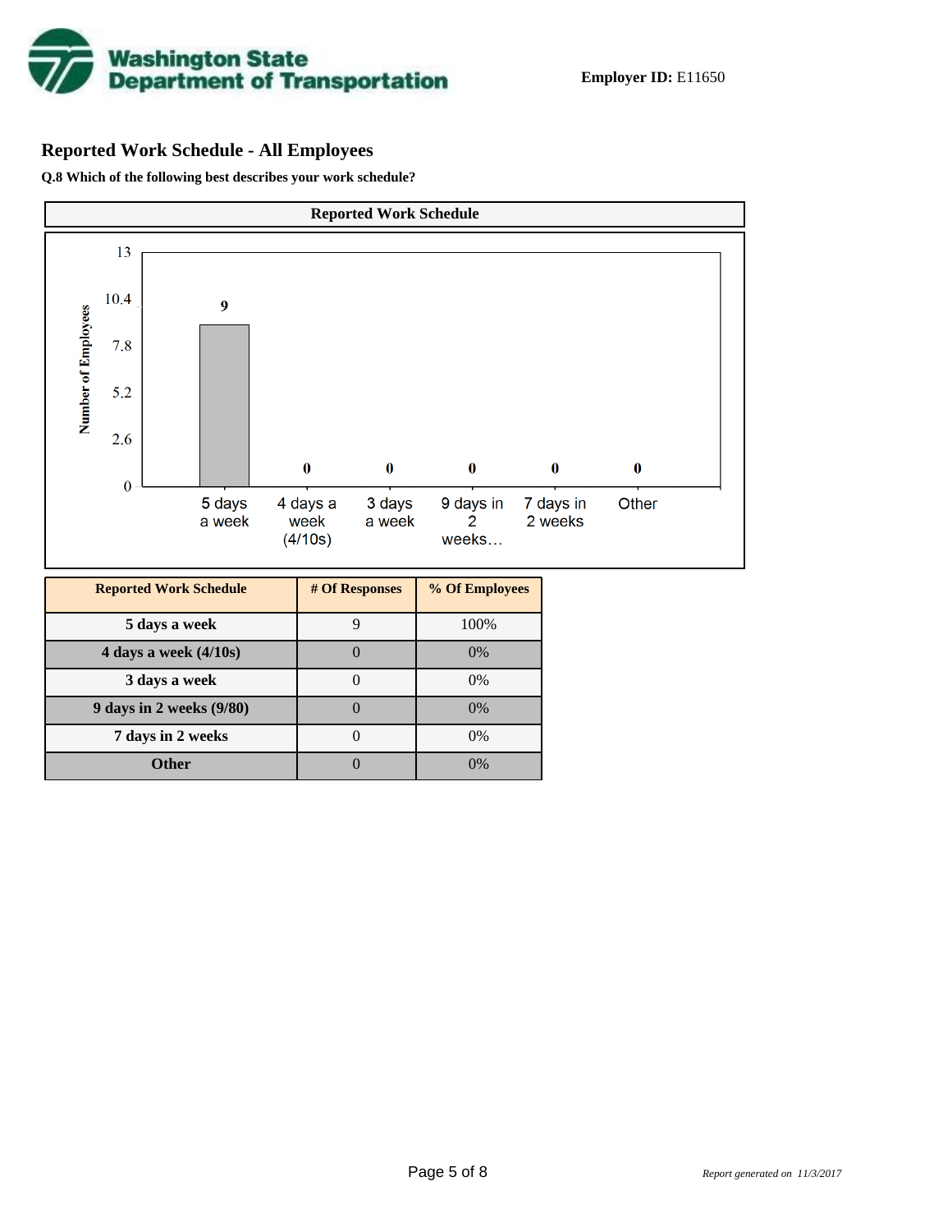**Employer ID:** E11650

## Reported Work Schedule - All Employees

**Q.8 Which of the following best describes your work schedule?**

**Reported Work Schedule**

| Reported Work Schedule | # Of Responses | % Of Employees |
|---|---|---|
| 5 days a week | 9 | 100% |
| 4 days a week (4/10s) | 0 | 0% |
| 3 days a week | 0 | 0% |
| 9 days in 2 weeks (9/80) | 0 | 0% |
| 7 days in 2 weeks | 0 | 0% |
| Other | 0 | 0% |

*Report generated on 11/3/2017*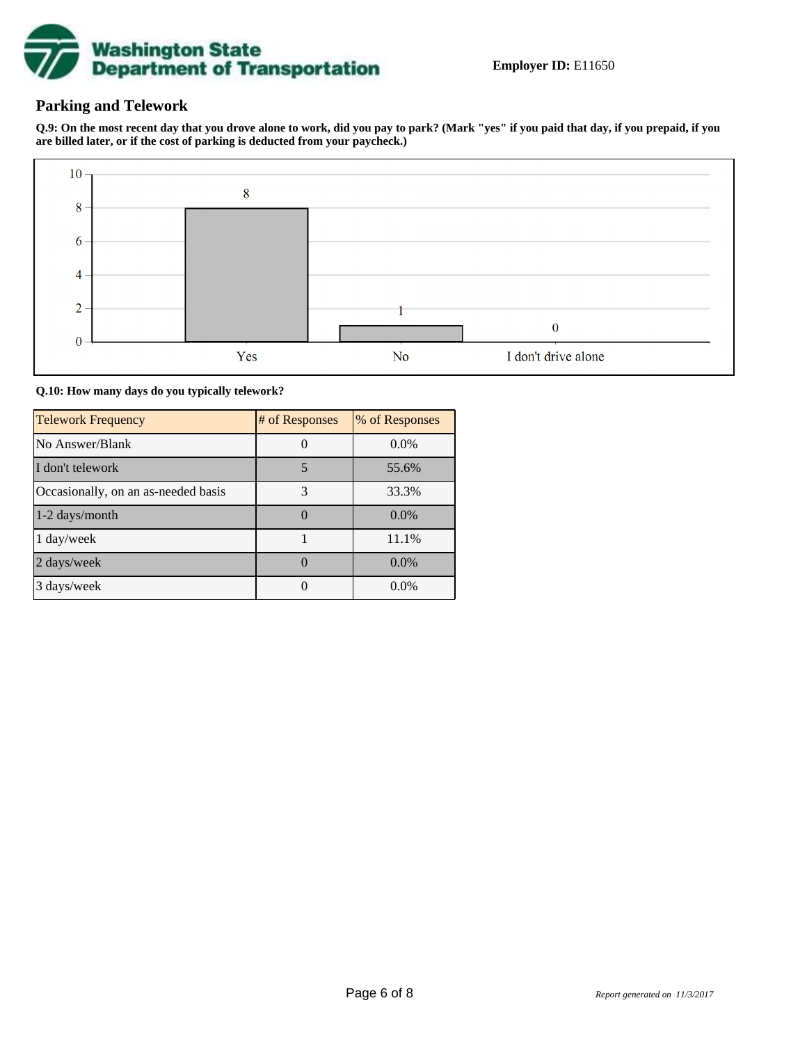**Employer ID:** E11650

## Parking and Telework

**Q.9: On the most recent day that you drove alone to work, did you pay to park? (Mark "yes" if you paid that day, if you prepaid, if you are billed later, or if the cost of parking is deducted from your paycheck.)**

| Response | Count |
|---|---|
| Yes | 8 |
| No | 1 |
| I don't drive alone | 0 |

**Q.10: How many days do you typically telework?**

| Telework Frequency | # of Responses | % of Responses |
|---|---|---|
| No Answer/Blank | 0 | 0.0% |
| I don't telework | 5 | 55.6% |
| Occasionally, on an as-needed basis | 3 | 33.3% |
| 1-2 days/month | 0 | 0.0% |
| 1 day/week | 1 | 11.1% |
| 2 days/week | 0 | 0.0% |
| 3 days/week | 0 | 0.0% |

*Report generated on 11/3/2017*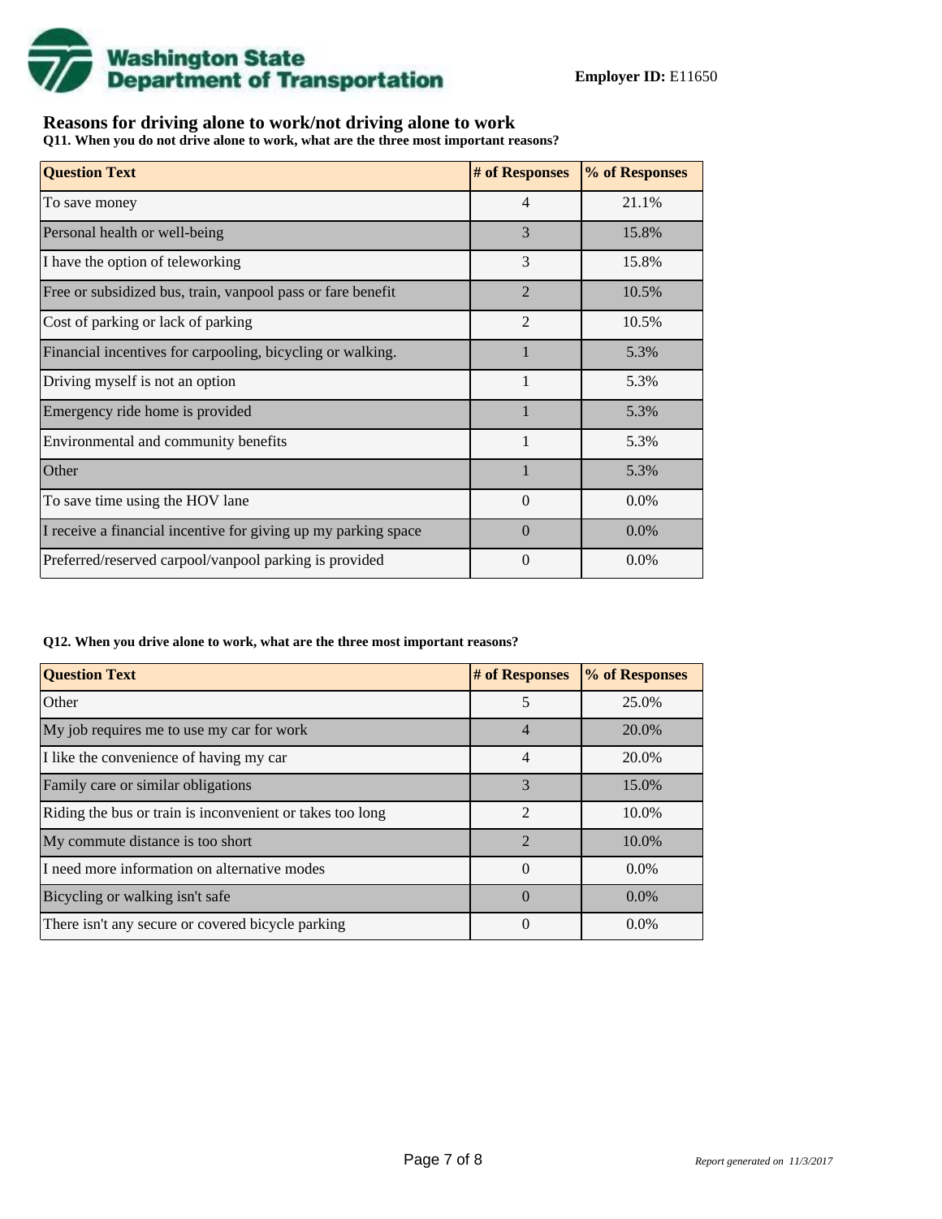Washington State Department of Transportation

**Employer ID:** E11650

## Reasons for driving alone to work/not driving alone to work

**Q11. When you do not drive alone to work, what are the three most important reasons?**

| Question Text | # of Responses | % of Responses |
| --- | --- | --- |
| To save money | 4 | 21.1% |
| Personal health or well-being | 3 | 15.8% |
| I have the option of teleworking | 3 | 15.8% |
| Free or subsidized bus, train, vanpool pass or fare benefit | 2 | 10.5% |
| Cost of parking or lack of parking | 2 | 10.5% |
| Financial incentives for carpooling, bicycling or walking. | 1 | 5.3% |
| Driving myself is not an option | 1 | 5.3% |
| Emergency ride home is provided | 1 | 5.3% |
| Environmental and community benefits | 1 | 5.3% |
| Other | 1 | 5.3% |
| To save time using the HOV lane | 0 | 0.0% |
| I receive a financial incentive for giving up my parking space | 0 | 0.0% |
| Preferred/reserved carpool/vanpool parking is provided | 0 | 0.0% |

**Q12. When you drive alone to work, what are the three most important reasons?**

| Question Text | # of Responses | % of Responses |
| --- | --- | --- |
| Other | 5 | 25.0% |
| My job requires me to use my car for work | 4 | 20.0% |
| I like the convenience of having my car | 4 | 20.0% |
| Family care or similar obligations | 3 | 15.0% |
| Riding the bus or train is inconvenient or takes too long | 2 | 10.0% |
| My commute distance is too short | 2 | 10.0% |
| I need more information on alternative modes | 0 | 0.0% |
| Bicycling or walking isn't safe | 0 | 0.0% |
| There isn't any secure or covered bicycle parking | 0 | 0.0% |

*Report generated on 11/3/2017*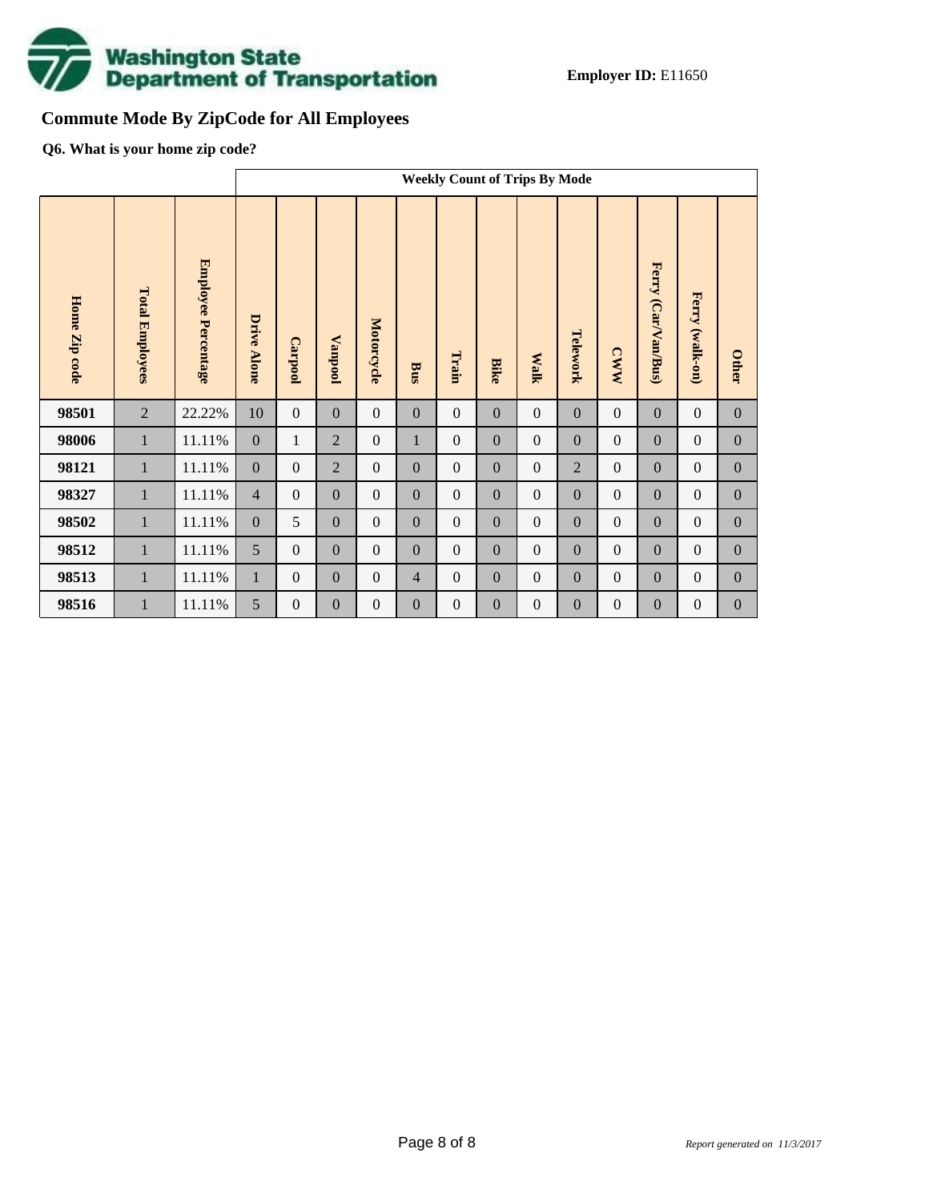**Employer ID:** E11650

## Commute Mode By ZipCode for All Employees

**Q6. What is your home zip code?**

| | | | Weekly Count of Trips By Mode | | | | | | | | | | | | |
|---|---|---|---|---|---|---|---|---|---|---|---|---|---|---|---|
| **Home Zip code** | **Total Employees** | **Employee Percentage** | **Drive Alone** | **Carpool** | **Vanpool** | **Motorcycle** | **Bus** | **Train** | **Bike** | **Walk** | **Telework** | **CWW** | **Ferry (Car/Van/Bus)** | **Ferry (walk-on)** | **Other** |
| **98501** | 2 | 22.22% | 10 | 0 | 0 | 0 | 0 | 0 | 0 | 0 | 0 | 0 | 0 | 0 | 0 |
| **98006** | 1 | 11.11% | 0 | 1 | 2 | 0 | 1 | 0 | 0 | 0 | 0 | 0 | 0 | 0 | 0 |
| **98121** | 1 | 11.11% | 0 | 0 | 2 | 0 | 0 | 0 | 0 | 0 | 2 | 0 | 0 | 0 | 0 |
| **98327** | 1 | 11.11% | 4 | 0 | 0 | 0 | 0 | 0 | 0 | 0 | 0 | 0 | 0 | 0 | 0 |
| **98502** | 1 | 11.11% | 0 | 5 | 0 | 0 | 0 | 0 | 0 | 0 | 0 | 0 | 0 | 0 | 0 |
| **98512** | 1 | 11.11% | 5 | 0 | 0 | 0 | 0 | 0 | 0 | 0 | 0 | 0 | 0 | 0 | 0 |
| **98513** | 1 | 11.11% | 1 | 0 | 0 | 0 | 4 | 0 | 0 | 0 | 0 | 0 | 0 | 0 | 0 |
| **98516** | 1 | 11.11% | 5 | 0 | 0 | 0 | 0 | 0 | 0 | 0 | 0 | 0 | 0 | 0 | 0 |

*Report generated on 11/3/2017*